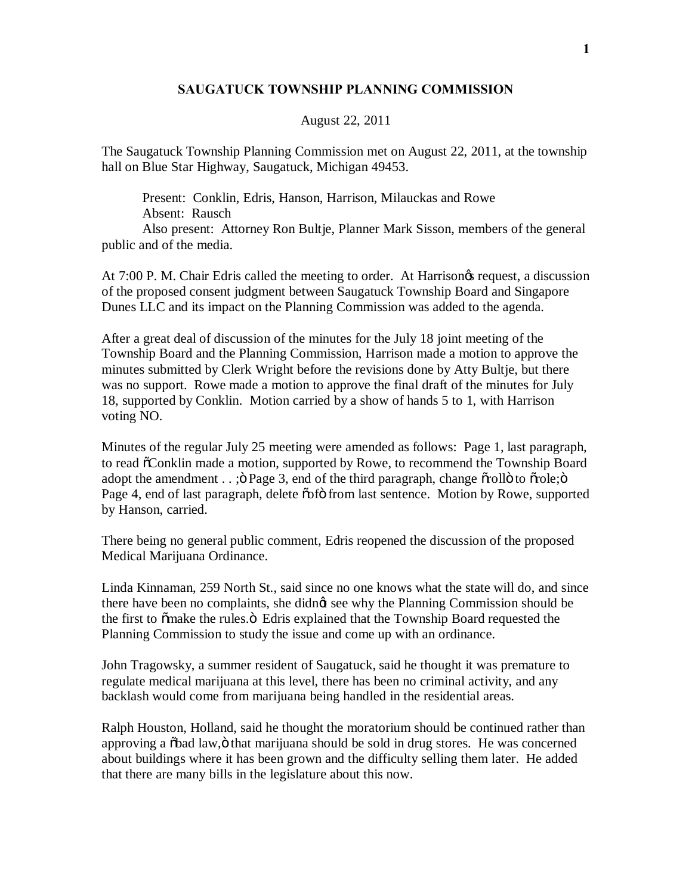# SAUGATUCK TOWNSHIP PLANNING COMMISSION

August 22, 2011

The Saugatuck Township Planning Commission met on August 22, 2011, at the township hall on Blue Star Highway, Saugatuck, Michigan 49453.

Present: Conklin, Edris, Hanson, Harrison, Milauckas and Rowe
Absent: Rausch
Also present: Attorney Ron Bultje, Planner Mark Sisson, members of the general public and of the media.

At 7:00 P. M. Chair Edris called the meeting to order. At Harrison's request, a discussion of the proposed consent judgment between Saugatuck Township Board and Singapore Dunes LLC and its impact on the Planning Commission was added to the agenda.

After a great deal of discussion of the minutes for the July 18 joint meeting of the Township Board and the Planning Commission, Harrison made a motion to approve the minutes submitted by Clerk Wright before the revisions done by Atty Bultje, but there was no support. Rowe made a motion to approve the final draft of the minutes for July 18, supported by Conklin. Motion carried by a show of hands 5 to 1, with Harrison voting NO.

Minutes of the regular July 25 meeting were amended as follows: Page 1, last paragraph, to read "Conklin made a motion, supported by Rowe, to recommend the Township Board adopt the amendment . . ;" Page 3, end of the third paragraph, change "roll" to "role;" Page 4, end of last paragraph, delete "of" from last sentence. Motion by Rowe, supported by Hanson, carried.

There being no general public comment, Edris reopened the discussion of the proposed Medical Marijuana Ordinance.

Linda Kinnaman, 259 North St., said since no one knows what the state will do, and since there have been no complaints, she didn't see why the Planning Commission should be the first to "make the rules." Edris explained that the Township Board requested the Planning Commission to study the issue and come up with an ordinance.

John Tragowsky, a summer resident of Saugatuck, said he thought it was premature to regulate medical marijuana at this level, there has been no criminal activity, and any backlash would come from marijuana being handled in the residential areas.

Ralph Houston, Holland, said he thought the moratorium should be continued rather than approving a "bad law," that marijuana should be sold in drug stores. He was concerned about buildings where it has been grown and the difficulty selling them later. He added that there are many bills in the legislature about this now.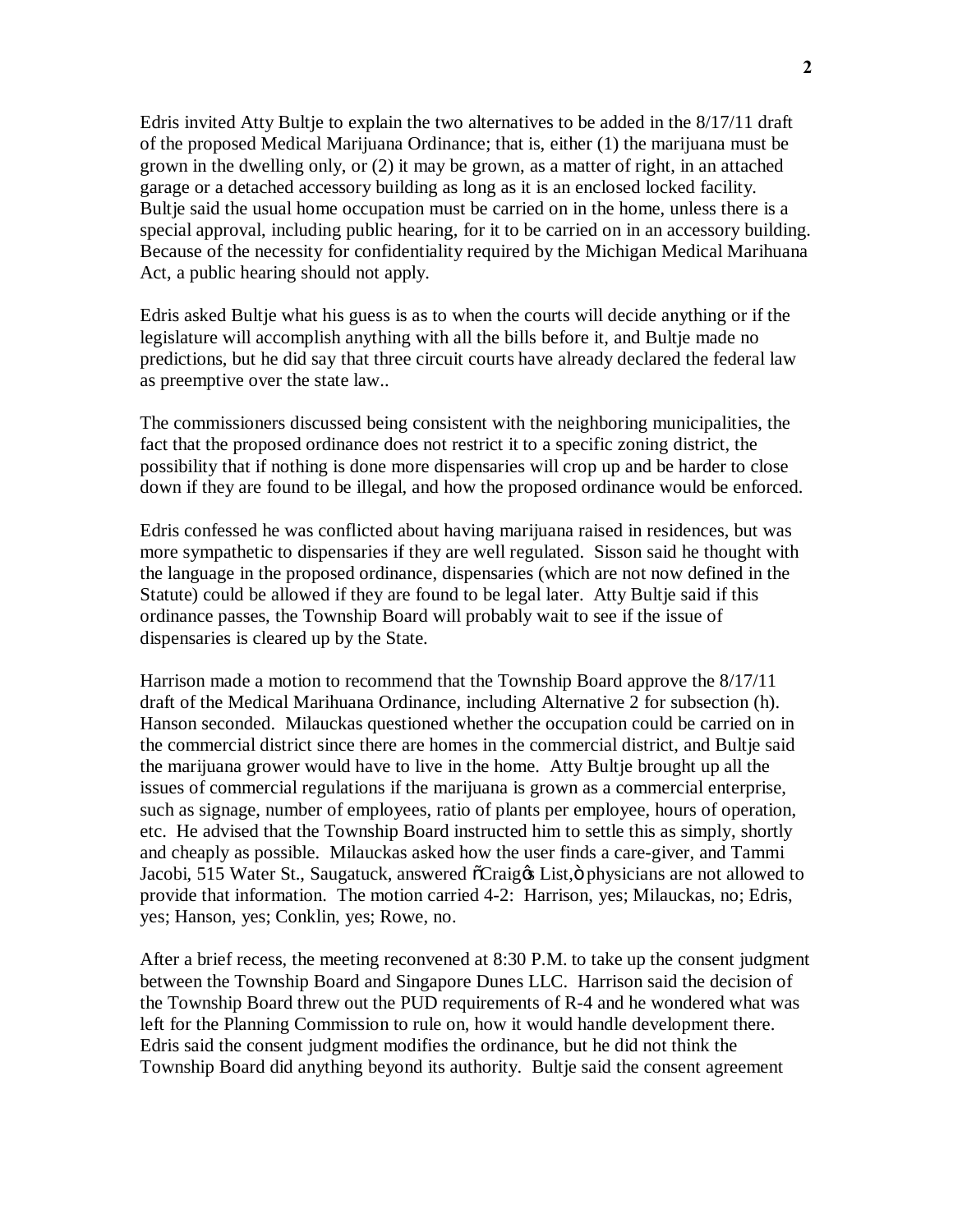Edris invited Atty Bultje to explain the two alternatives to be added in the 8/17/11 draft of the proposed Medical Marijuana Ordinance; that is, either (1) the marijuana must be grown in the dwelling only, or (2) it may be grown, as a matter of right, in an attached garage or a detached accessory building as long as it is an enclosed locked facility. Bultje said the usual home occupation must be carried on in the home, unless there is a special approval, including public hearing, for it to be carried on in an accessory building. Because of the necessity for confidentiality required by the Michigan Medical Marihuana Act, a public hearing should not apply.

Edris asked Bultje what his guess is as to when the courts will decide anything or if the legislature will accomplish anything with all the bills before it, and Bultje made no predictions, but he did say that three circuit courts have already declared the federal law as preemptive over the state law..

The commissioners discussed being consistent with the neighboring municipalities, the fact that the proposed ordinance does not restrict it to a specific zoning district, the possibility that if nothing is done more dispensaries will crop up and be harder to close down if they are found to be illegal, and how the proposed ordinance would be enforced.

Edris confessed he was conflicted about having marijuana raised in residences, but was more sympathetic to dispensaries if they are well regulated. Sisson said he thought with the language in the proposed ordinance, dispensaries (which are not now defined in the Statute) could be allowed if they are found to be legal later. Atty Bultje said if this ordinance passes, the Township Board will probably wait to see if the issue of dispensaries is cleared up by the State.

Harrison made a motion to recommend that the Township Board approve the 8/17/11 draft of the Medical Marihuana Ordinance, including Alternative 2 for subsection (h). Hanson seconded. Milauckas questioned whether the occupation could be carried on in the commercial district since there are homes in the commercial district, and Bultje said the marijuana grower would have to live in the home. Atty Bultje brought up all the issues of commercial regulations if the marijuana is grown as a commercial enterprise, such as signage, number of employees, ratio of plants per employee, hours of operation, etc. He advised that the Township Board instructed him to settle this as simply, shortly and cheaply as possible. Milauckas asked how the user finds a care-giver, and Tammi Jacobi, 515 Water St., Saugatuck, answered "Craig's List," physicians are not allowed to provide that information. The motion carried 4-2: Harrison, yes; Milauckas, no; Edris, yes; Hanson, yes; Conklin, yes; Rowe, no.

After a brief recess, the meeting reconvened at 8:30 P.M. to take up the consent judgment between the Township Board and Singapore Dunes LLC. Harrison said the decision of the Township Board threw out the PUD requirements of R-4 and he wondered what was left for the Planning Commission to rule on, how it would handle development there. Edris said the consent judgment modifies the ordinance, but he did not think the Township Board did anything beyond its authority. Bultje said the consent agreement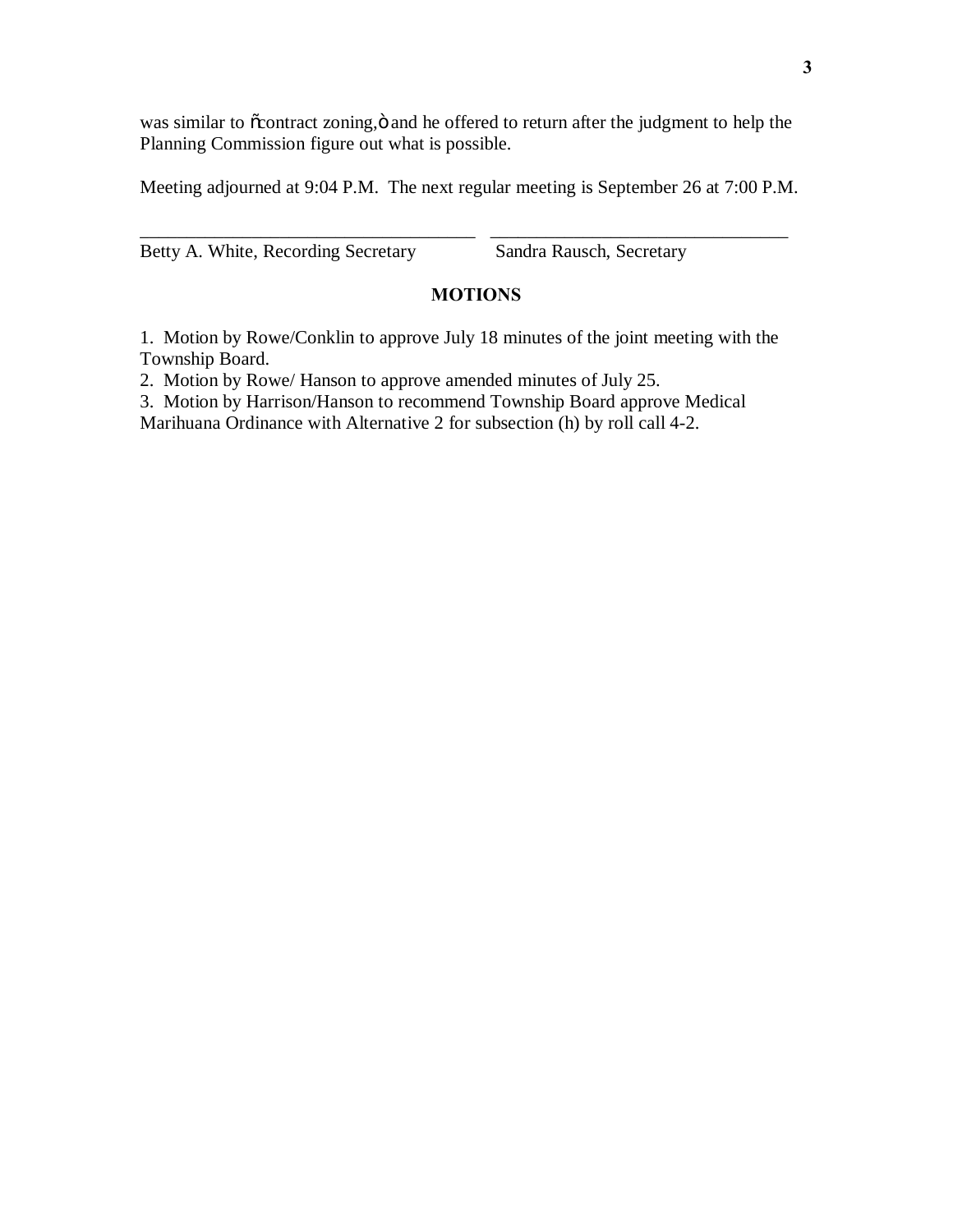was similar to "contract zoning," and he offered to return after the judgment to help the Planning Commission figure out what is possible.

Meeting adjourned at 9:04 P.M. The next regular meeting is September 26 at 7:00 P.M.

| | |
|---|---|
| \_\_\_\_\_\_\_\_\_\_\_\_\_\_\_\_\_\_\_\_\_\_\_\_\_\_\_\_\_\_\_\_ | \_\_\_\_\_\_\_\_\_\_\_\_\_\_\_\_\_\_\_\_\_\_\_\_\_\_\_\_\_\_\_\_ |
| Betty A. White, Recording Secretary | Sandra Rausch, Secretary |

## MOTIONS

1. Motion by Rowe/Conklin to approve July 18 minutes of the joint meeting with the Township Board.
2. Motion by Rowe/ Hanson to approve amended minutes of July 25.
3. Motion by Harrison/Hanson to recommend Township Board approve Medical Marihuana Ordinance with Alternative 2 for subsection (h) by roll call 4-2.